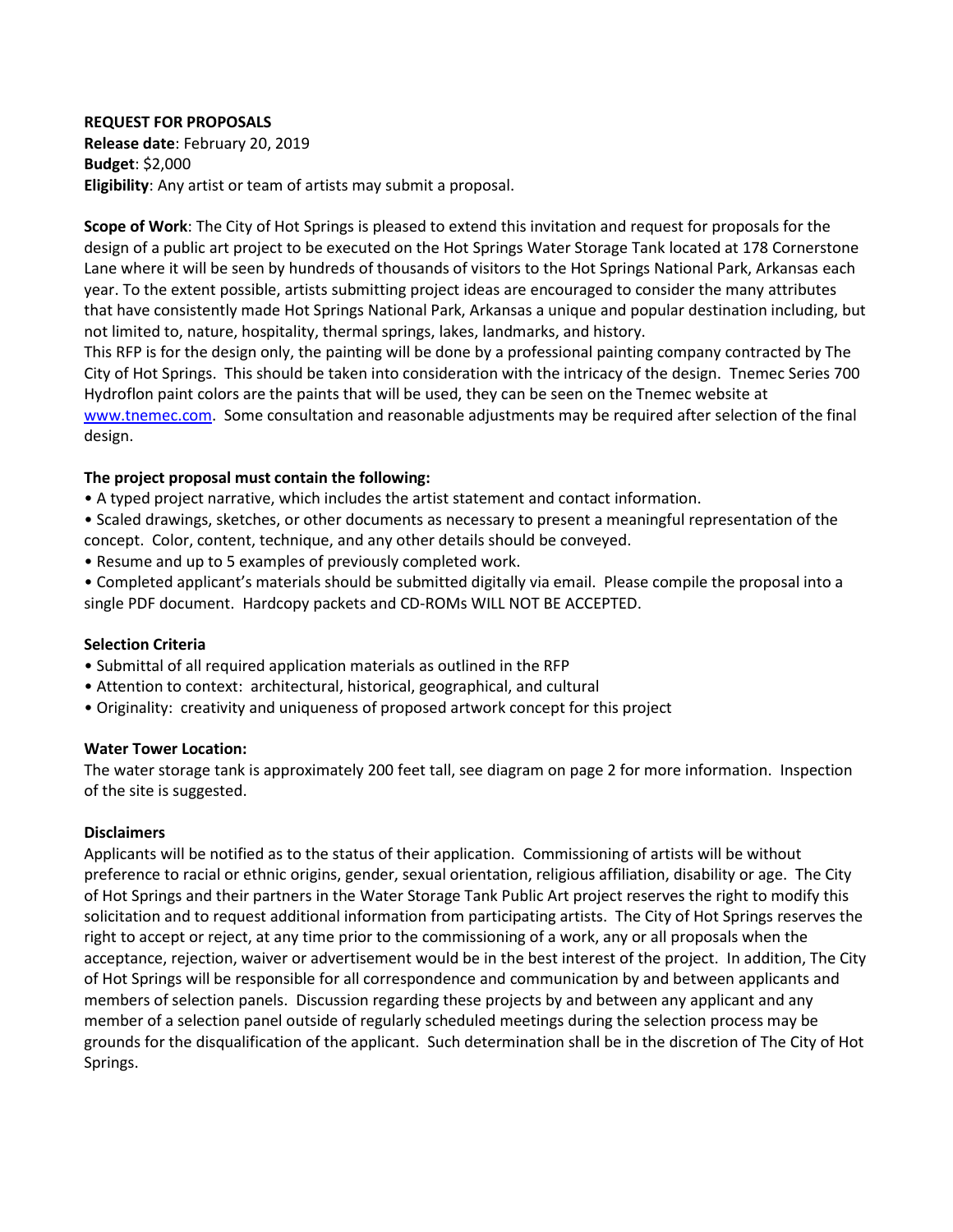**REQUEST FOR PROPOSALS**
**Release date**: February 20, 2019
**Budget**: $2,000
**Eligibility**: Any artist or team of artists may submit a proposal.

**Scope of Work**: The City of Hot Springs is pleased to extend this invitation and request for proposals for the design of a public art project to be executed on the Hot Springs Water Storage Tank located at 178 Cornerstone Lane where it will be seen by hundreds of thousands of visitors to the Hot Springs National Park, Arkansas each year. To the extent possible, artists submitting project ideas are encouraged to consider the many attributes that have consistently made Hot Springs National Park, Arkansas a unique and popular destination including, but not limited to, nature, hospitality, thermal springs, lakes, landmarks, and history.
This RFP is for the design only, the painting will be done by a professional painting company contracted by The City of Hot Springs. This should be taken into consideration with the intricacy of the design. Tnemec Series 700 Hydroflon paint colors are the paints that will be used, they can be seen on the Tnemec website at [www.tnemec.com](http://www.tnemec.com). Some consultation and reasonable adjustments may be required after selection of the final design.

**The project proposal must contain the following:**

- A typed project narrative, which includes the artist statement and contact information.
- Scaled drawings, sketches, or other documents as necessary to present a meaningful representation of the concept. Color, content, technique, and any other details should be conveyed.
- Resume and up to 5 examples of previously completed work.
- Completed applicant's materials should be submitted digitally via email. Please compile the proposal into a single PDF document. Hardcopy packets and CD-ROMs WILL NOT BE ACCEPTED.

**Selection Criteria**

- Submittal of all required application materials as outlined in the RFP
- Attention to context: architectural, historical, geographical, and cultural
- Originality: creativity and uniqueness of proposed artwork concept for this project

**Water Tower Location:**
The water storage tank is approximately 200 feet tall, see diagram on page 2 for more information. Inspection of the site is suggested.

**Disclaimers**
Applicants will be notified as to the status of their application. Commissioning of artists will be without preference to racial or ethnic origins, gender, sexual orientation, religious affiliation, disability or age. The City of Hot Springs and their partners in the Water Storage Tank Public Art project reserves the right to modify this solicitation and to request additional information from participating artists. The City of Hot Springs reserves the right to accept or reject, at any time prior to the commissioning of a work, any or all proposals when the acceptance, rejection, waiver or advertisement would be in the best interest of the project. In addition, The City of Hot Springs will be responsible for all correspondence and communication by and between applicants and members of selection panels. Discussion regarding these projects by and between any applicant and any member of a selection panel outside of regularly scheduled meetings during the selection process may be grounds for the disqualification of the applicant. Such determination shall be in the discretion of The City of Hot Springs.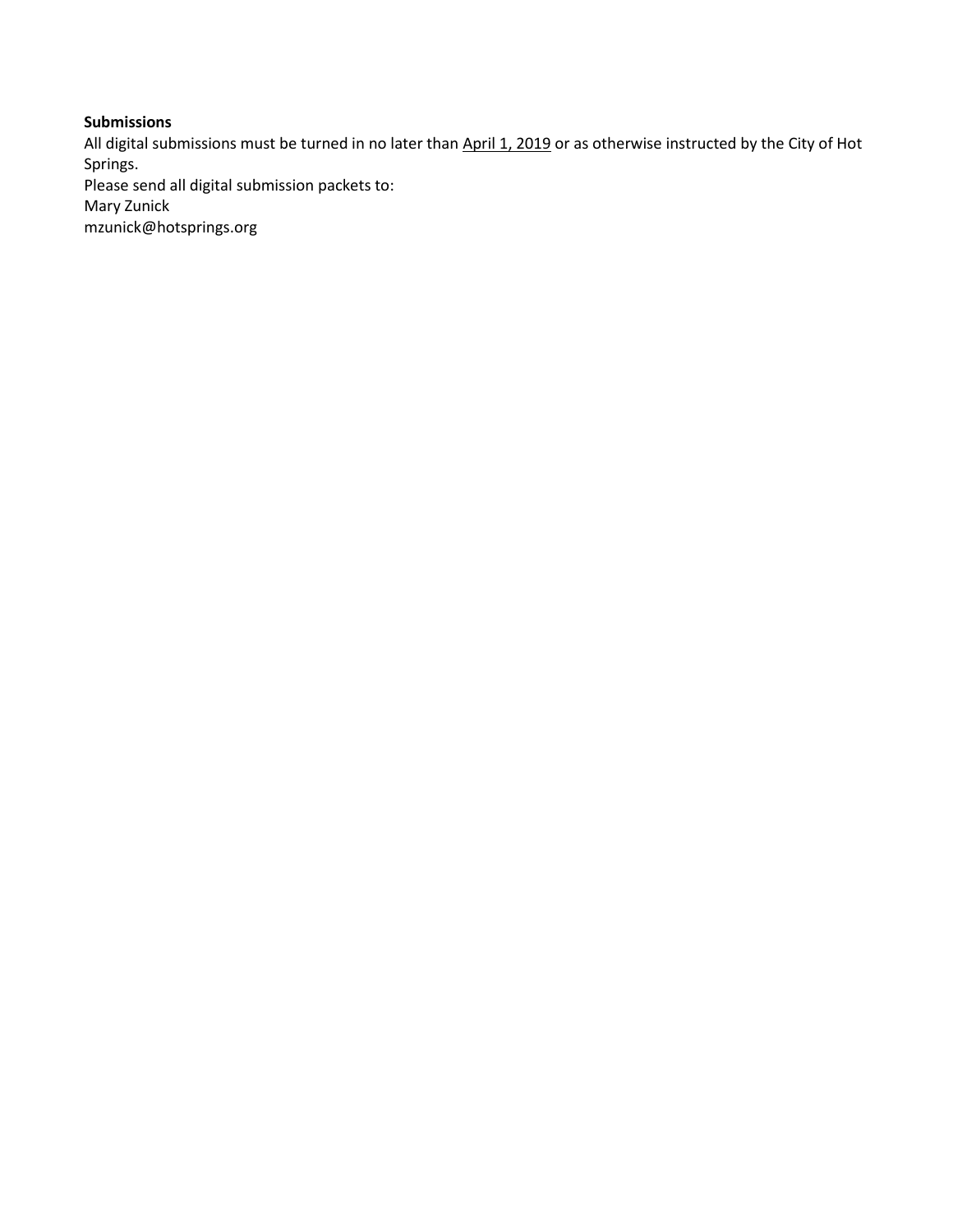**Submissions**

All digital submissions must be turned in no later than <u>April 1, 2019</u> or as otherwise instructed by the City of Hot Springs.

Please send all digital submission packets to:
Mary Zunick
mzunick@hotsprings.org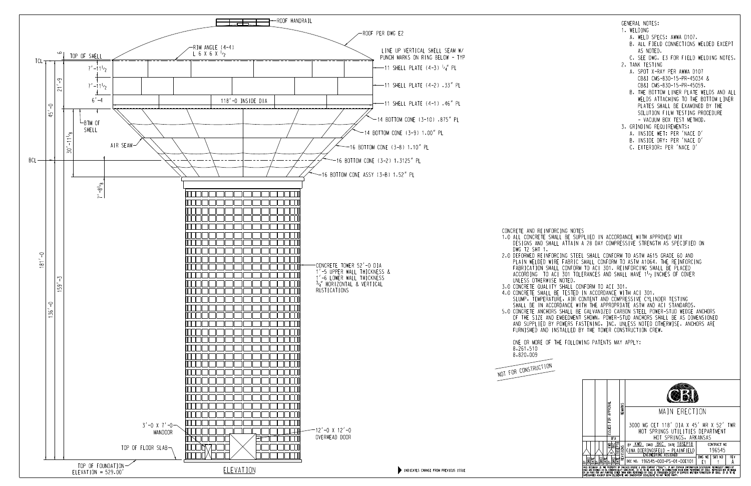ROOF HANDRAIL

ROOF PER DWG E2

RIM ANGLE (4-4)
L 6 X 6 X 1/2

LINE UP VERTICAL SHELL SEAM W/ PUNCH MARKS ON RING BELOW - TYP

TCL

TOP OF SHELL

7'-11 1/2 — 11 SHELL PLATE (4-3) 1/4" PL

7'-11 1/2 — 11 SHELL PLATE (4-2) .33" PL

6'-4 — 118'-0 INSIDE DIA — 11 SHELL PLATE (4-1) .46" PL

6

21'-9

45'-0

BTM OF SHELL

14 BOTTOM CONE (3-10) .875" PL

14 BOTTOM CONE (3-9) 1.00" PL

AIR SEAM

16 BOTTOM CONE (3-8) 1.10" PL

30'-11 1/8

BCL

16 BOTTOM CONE (3-2) 1.3125" PL

16 BOTTOM CONE ASSY (3-B) 1.52" PL

7'-8 1/8

181'-0

159'-3

136'-0

CONCRETE TOWER 52'-0 DIA
1'-5 UPPER WALL THICKNESS &
1'-6 LOWER WALL THICKNESS
3/4" HORIZONTAL & VERTICAL RUSTICATIONS

3'-0 X 7'-0 MANDOOR

12'-0 X 12'-0 OVERHEAD DOOR

TOP OF FLOOR SLAB

TOP OF FOUNDATION
ELEVATION = 529.00'

ELEVATION

## GENERAL NOTES:

1. WELDING
   - A. WELD SPECS: AWWA D107.
   - B. ALL FIELD CONNECTIONS WELDED EXCEPT AS NOTED.
   - C. SEE DWG. E3 FOR FIELD WELDING NOTES.
2. TANK TESTING
   - A. SPOT X-RAY PER AWWA D107 CB&I CMS-830-15-PR-45034 & CB&I CMS-830-15-PR-45059.
   - B. THE BOTTOM LINER PLATE WELDS AND ALL WELDS ATTACHING TO THE BOTTOM LINER PLATES SHALL BE EXAMINED BY THE SOLUTION FILM TESTING PROCEDURE - VACUUM BOX TEST METHOD.
3. GRINDING REQUIREMENTS:
   - A. INSIDE WET: PER 'NACE D'
   - B. INSIDE DRY: PER 'NACE D'
   - C. EXTERIOR: PER 'NACE D'

## CONCRETE AND REINFORCING NOTES

1.0 ALL CONCRETE SHALL BE SUPPLIED IN ACCORDANCE WITH APPROVED MIX DESIGNS AND SHALL ATTAIN A 28 DAY COMPRESSIVE STRENGTH AS SPECIFIED ON DWG T2 SHT 1.

2.0 DEFORMED REINFORCING STEEL SHALL CONFORM TO ASTM A615 GRADE 60 AND PLAIN WELDED WIRE FABRIC SHALL CONFORM TO ASTM A1064. THE REINFORCING FABRICATION SHALL CONFORM TO ACI 301. REINFORCING SHALL BE PLACED ACCORDING TO ACI 301 TOLERANCES AND SHALL HAVE 1 1/2 INCHES OF COVER UNLESS OTHERWISE NOTED.

3.0 CONCRETE QUALITY SHALL CONFORM TO ACI 301.

4.0 CONCRETE SHALL BE TESTED IN ACCORDANCE WITH ACI 301. SLUMP, TEMPERATURE, AIR CONTENT AND COMPRESSIVE CYLINDER TESTING SHALL BE IN ACCORDANCE WITH THE APPROPRIATE ASTM AND ACI STANDARDS.

5.0 CONCRETE ANCHORS SHALL BE GALVANIZED CARBON STEEL POWER-STUD WEDGE ANCHORS OF THE SIZE AND EMBEDMENT SHOWN. POWER-STUD ANCHORS SHALL BE AS DIMENSIONED AND SUPPLIED BY POWERS FASTENING, INC. UNLESS NOTED OTHERWISE. ANCHORS ARE FURNISHED AND INSTALLED BY THE TOWER CONSTRUCTION CREW.

ONE OR MORE OF THE FOLLOWING PATENTS MAY APPLY:
8,261,510
8,820,009

NOT FOR CONSTRUCTION

INDICATES CHANGE FROM PREVIOUS ISSUE

| | |
|---|---|
| CB&I | |
| MAIN ERECTION | |
| 3000 MG CET 118' DIA X 45' HR X 52' TWR<br>HOT SPRINGS UTILITIES DEPARTMENT<br>HOT SPRINGS, ARKANSAS | |
| BY KWD CHKD BKC DATE 18SEP18 | CONTRACT NO 196545 |
| GINA DOERINGSFELD - PLAINFIELD<br>ENGINEERING ASSIGNED | |
| DOC NO. 196545-000-PS-01-00E101 | DWG NO E1 / SHT NO 1 / REV A |

REVISIONS: A — ISSUED FOR APPROVAL — IFA — KWD — BKC — 18SEP18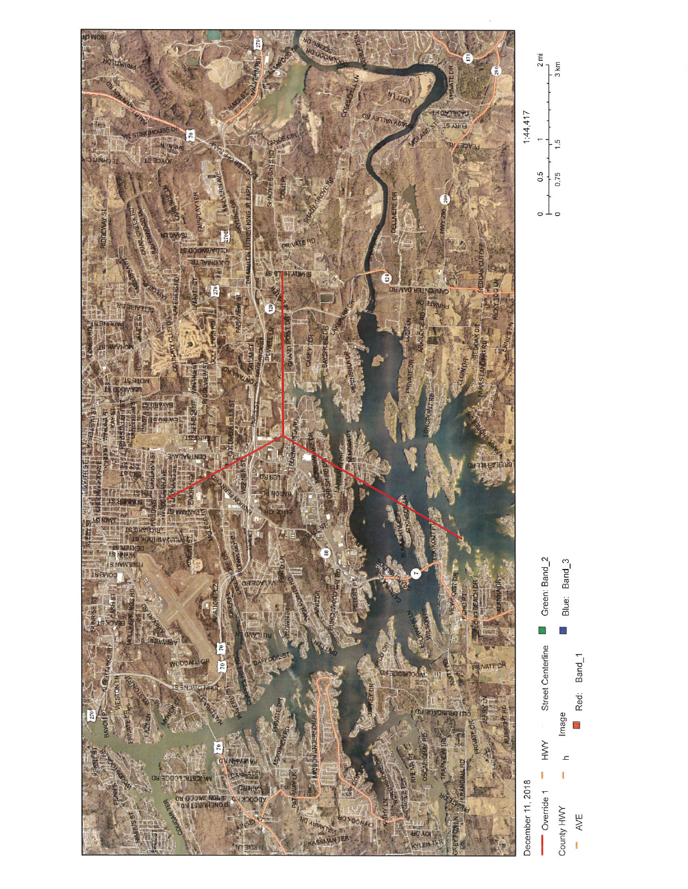December 11, 2018

Override 1

County HWY

AVE

HWY

h

Street Centerline

Image

Red: Band_1

Green: Band_2

Blue: Band_3

1:44,417

0 0.5 1 2 mi

0 0.75 1.5 3 km